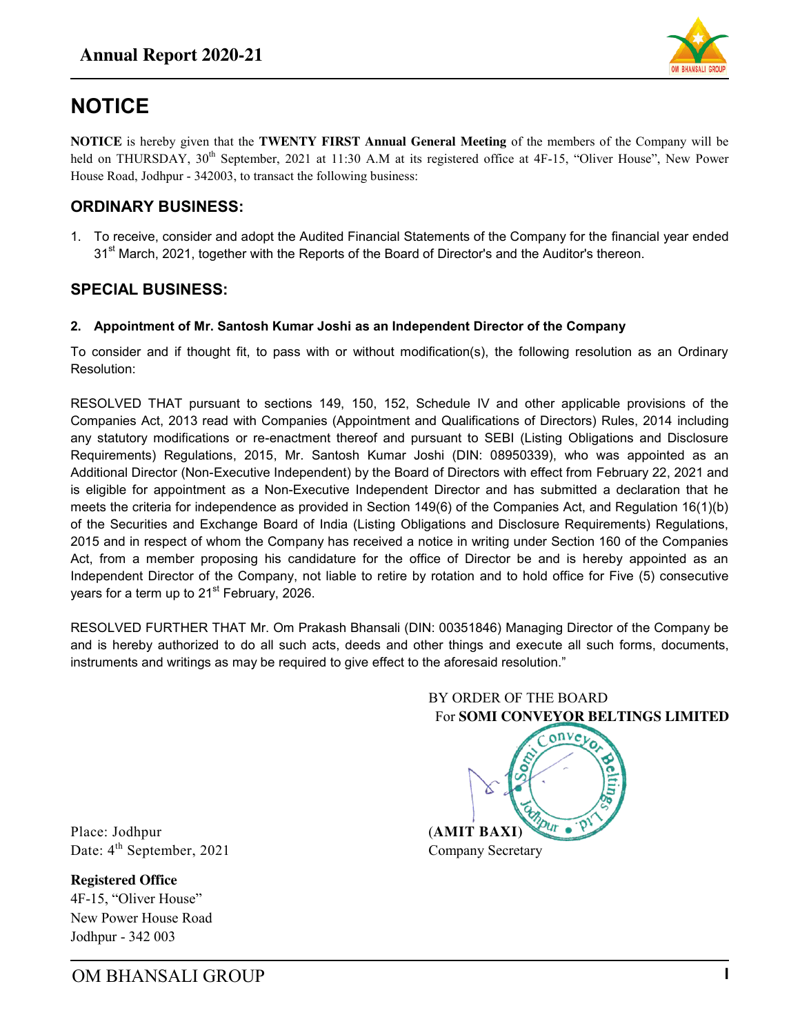# NOTICE

**NOTICE** is hereby given that the **TWENTY FIRST Annual General Meeting** of the members of the Company will be held on THURSDAY, 30th September, 2021 at 11:30 A.M at its registered office at 4F-15, "Oliver House", New Power House Road, Jodhpur - 342003, to transact the following business:

## ORDINARY BUSINESS:

1. To receive, consider and adopt the Audited Financial Statements of the Company for the financial year ended 31st March, 2021, together with the Reports of the Board of Director's and the Auditor's thereon.

## SPECIAL BUSINESS:

**2. Appointment of Mr. Santosh Kumar Joshi as an Independent Director of the Company**

To consider and if thought fit, to pass with or without modification(s), the following resolution as an Ordinary Resolution:

RESOLVED THAT pursuant to sections 149, 150, 152, Schedule IV and other applicable provisions of the Companies Act, 2013 read with Companies (Appointment and Qualifications of Directors) Rules, 2014 including any statutory modifications or re-enactment thereof and pursuant to SEBI (Listing Obligations and Disclosure Requirements) Regulations, 2015, Mr. Santosh Kumar Joshi (DIN: 08950339), who was appointed as an Additional Director (Non-Executive Independent) by the Board of Directors with effect from February 22, 2021 and is eligible for appointment as a Non-Executive Independent Director and has submitted a declaration that he meets the criteria for independence as provided in Section 149(6) of the Companies Act, and Regulation 16(1)(b) of the Securities and Exchange Board of India (Listing Obligations and Disclosure Requirements) Regulations, 2015 and in respect of whom the Company has received a notice in writing under Section 160 of the Companies Act, from a member proposing his candidature for the office of Director be and is hereby appointed as an Independent Director of the Company, not liable to retire by rotation and to hold office for Five (5) consecutive years for a term up to 21st February, 2026.

RESOLVED FURTHER THAT Mr. Om Prakash Bhansali (DIN: 00351846) Managing Director of the Company be and is hereby authorized to do all such acts, deeds and other things and execute all such forms, documents, instruments and writings as may be required to give effect to the aforesaid resolution."

BY ORDER OF THE BOARD
For **SOMI CONVEYOR BELTINGS LIMITED**

(**AMIT BAXI**)
Company Secretary

Place: Jodhpur
Date: 4th September, 2021

**Registered Office**
4F-15, "Oliver House"
New Power House Road
Jodhpur - 342 003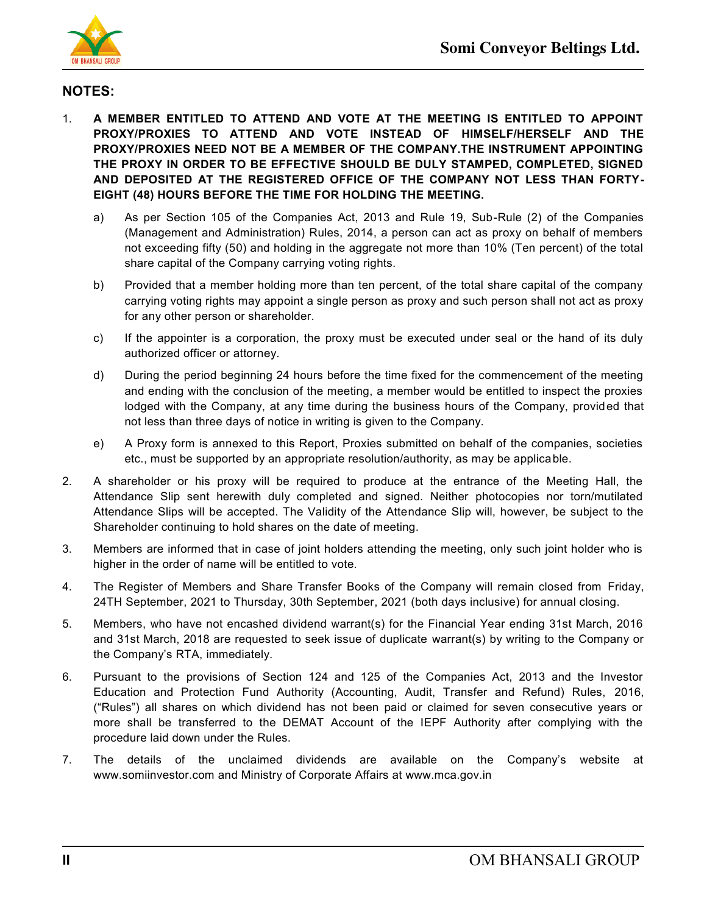## NOTES:

1. **A MEMBER ENTITLED TO ATTEND AND VOTE AT THE MEETING IS ENTITLED TO APPOINT PROXY/PROXIES TO ATTEND AND VOTE INSTEAD OF HIMSELF/HERSELF AND THE PROXY/PROXIES NEED NOT BE A MEMBER OF THE COMPANY.THE INSTRUMENT APPOINTING THE PROXY IN ORDER TO BE EFFECTIVE SHOULD BE DULY STAMPED, COMPLETED, SIGNED AND DEPOSITED AT THE REGISTERED OFFICE OF THE COMPANY NOT LESS THAN FORTY-EIGHT (48) HOURS BEFORE THE TIME FOR HOLDING THE MEETING.**

   a) As per Section 105 of the Companies Act, 2013 and Rule 19, Sub-Rule (2) of the Companies (Management and Administration) Rules, 2014, a person can act as proxy on behalf of members not exceeding fifty (50) and holding in the aggregate not more than 10% (Ten percent) of the total share capital of the Company carrying voting rights.

   b) Provided that a member holding more than ten percent, of the total share capital of the company carrying voting rights may appoint a single person as proxy and such person shall not act as proxy for any other person or shareholder.

   c) If the appointer is a corporation, the proxy must be executed under seal or the hand of its duly authorized officer or attorney.

   d) During the period beginning 24 hours before the time fixed for the commencement of the meeting and ending with the conclusion of the meeting, a member would be entitled to inspect the proxies lodged with the Company, at any time during the business hours of the Company, provided that not less than three days of notice in writing is given to the Company.

   e) A Proxy form is annexed to this Report, Proxies submitted on behalf of the companies, societies etc., must be supported by an appropriate resolution/authority, as may be applicable.

2. A shareholder or his proxy will be required to produce at the entrance of the Meeting Hall, the Attendance Slip sent herewith duly completed and signed. Neither photocopies nor torn/mutilated Attendance Slips will be accepted. The Validity of the Attendance Slip will, however, be subject to the Shareholder continuing to hold shares on the date of meeting.

3. Members are informed that in case of joint holders attending the meeting, only such joint holder who is higher in the order of name will be entitled to vote.

4. The Register of Members and Share Transfer Books of the Company will remain closed from Friday, 24TH September, 2021 to Thursday, 30th September, 2021 (both days inclusive) for annual closing.

5. Members, who have not encashed dividend warrant(s) for the Financial Year ending 31st March, 2016 and 31st March, 2018 are requested to seek issue of duplicate warrant(s) by writing to the Company or the Company's RTA, immediately.

6. Pursuant to the provisions of Section 124 and 125 of the Companies Act, 2013 and the Investor Education and Protection Fund Authority (Accounting, Audit, Transfer and Refund) Rules, 2016, ("Rules") all shares on which dividend has not been paid or claimed for seven consecutive years or more shall be transferred to the DEMAT Account of the IEPF Authority after complying with the procedure laid down under the Rules.

7. The details of the unclaimed dividends are available on the Company's website at www.somiinvestor.com and Ministry of Corporate Affairs at www.mca.gov.in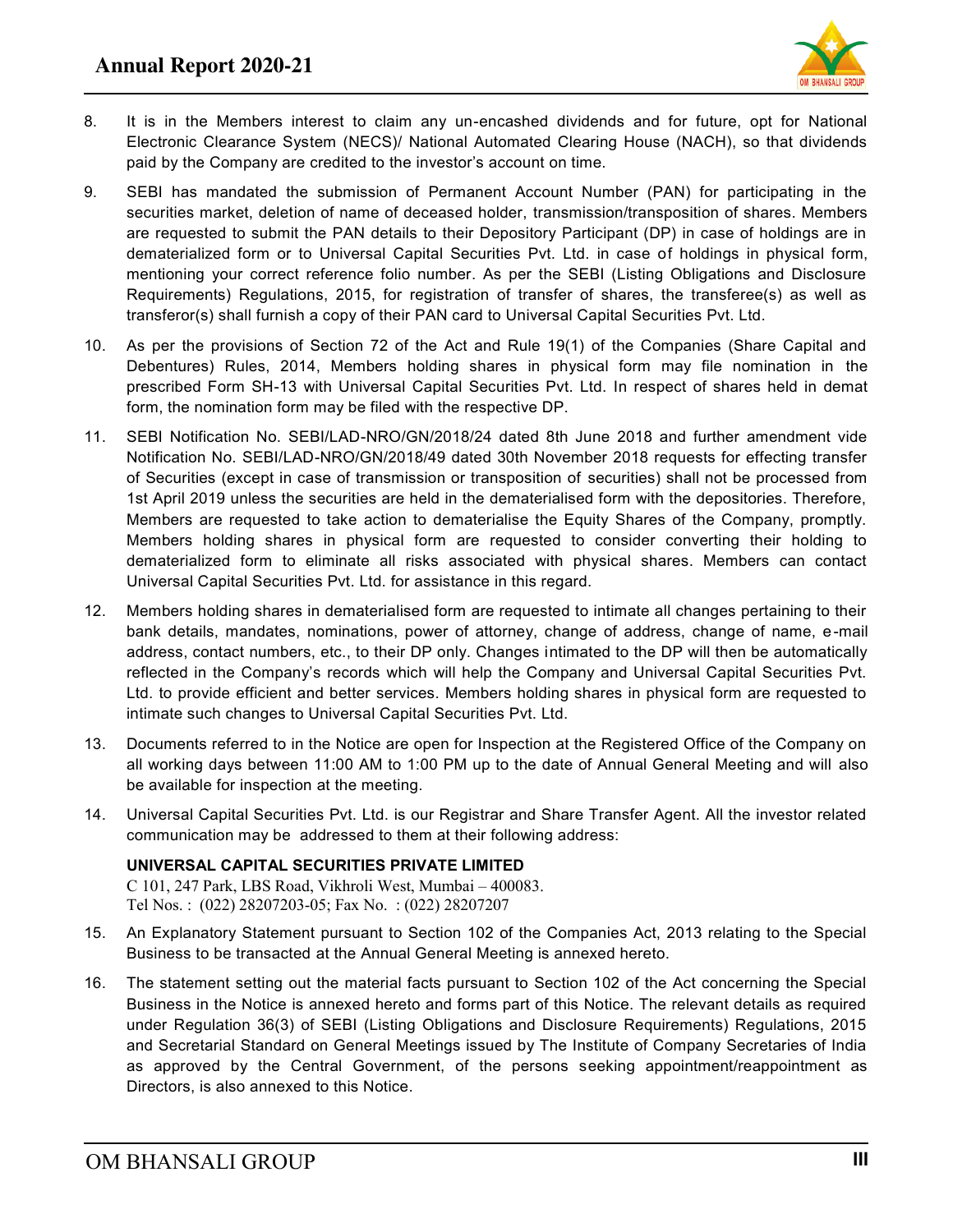8. It is in the Members interest to claim any un-encashed dividends and for future, opt for National Electronic Clearance System (NECS)/ National Automated Clearing House (NACH), so that dividends paid by the Company are credited to the investor's account on time.

9. SEBI has mandated the submission of Permanent Account Number (PAN) for participating in the securities market, deletion of name of deceased holder, transmission/transposition of shares. Members are requested to submit the PAN details to their Depository Participant (DP) in case of holdings are in dematerialized form or to Universal Capital Securities Pvt. Ltd. in case of holdings in physical form, mentioning your correct reference folio number. As per the SEBI (Listing Obligations and Disclosure Requirements) Regulations, 2015, for registration of transfer of shares, the transferee(s) as well as transferor(s) shall furnish a copy of their PAN card to Universal Capital Securities Pvt. Ltd.

10. As per the provisions of Section 72 of the Act and Rule 19(1) of the Companies (Share Capital and Debentures) Rules, 2014, Members holding shares in physical form may file nomination in the prescribed Form SH-13 with Universal Capital Securities Pvt. Ltd. In respect of shares held in demat form, the nomination form may be filed with the respective DP.

11. SEBI Notification No. SEBI/LAD-NRO/GN/2018/24 dated 8th June 2018 and further amendment vide Notification No. SEBI/LAD-NRO/GN/2018/49 dated 30th November 2018 requests for effecting transfer of Securities (except in case of transmission or transposition of securities) shall not be processed from 1st April 2019 unless the securities are held in the dematerialised form with the depositories. Therefore, Members are requested to take action to dematerialise the Equity Shares of the Company, promptly. Members holding shares in physical form are requested to consider converting their holding to dematerialized form to eliminate all risks associated with physical shares. Members can contact Universal Capital Securities Pvt. Ltd. for assistance in this regard.

12. Members holding shares in dematerialised form are requested to intimate all changes pertaining to their bank details, mandates, nominations, power of attorney, change of address, change of name, e-mail address, contact numbers, etc., to their DP only. Changes intimated to the DP will then be automatically reflected in the Company's records which will help the Company and Universal Capital Securities Pvt. Ltd. to provide efficient and better services. Members holding shares in physical form are requested to intimate such changes to Universal Capital Securities Pvt. Ltd.

13. Documents referred to in the Notice are open for Inspection at the Registered Office of the Company on all working days between 11:00 AM to 1:00 PM up to the date of Annual General Meeting and will also be available for inspection at the meeting.

14. Universal Capital Securities Pvt. Ltd. is our Registrar and Share Transfer Agent. All the investor related communication may be addressed to them at their following address:

    **UNIVERSAL CAPITAL SECURITIES PRIVATE LIMITED**
    C 101, 247 Park, LBS Road, Vikhroli West, Mumbai – 400083.
    Tel Nos. : (022) 28207203-05; Fax No. : (022) 28207207

15. An Explanatory Statement pursuant to Section 102 of the Companies Act, 2013 relating to the Special Business to be transacted at the Annual General Meeting is annexed hereto.

16. The statement setting out the material facts pursuant to Section 102 of the Act concerning the Special Business in the Notice is annexed hereto and forms part of this Notice. The relevant details as required under Regulation 36(3) of SEBI (Listing Obligations and Disclosure Requirements) Regulations, 2015 and Secretarial Standard on General Meetings issued by The Institute of Company Secretaries of India as approved by the Central Government, of the persons seeking appointment/reappointment as Directors, is also annexed to this Notice.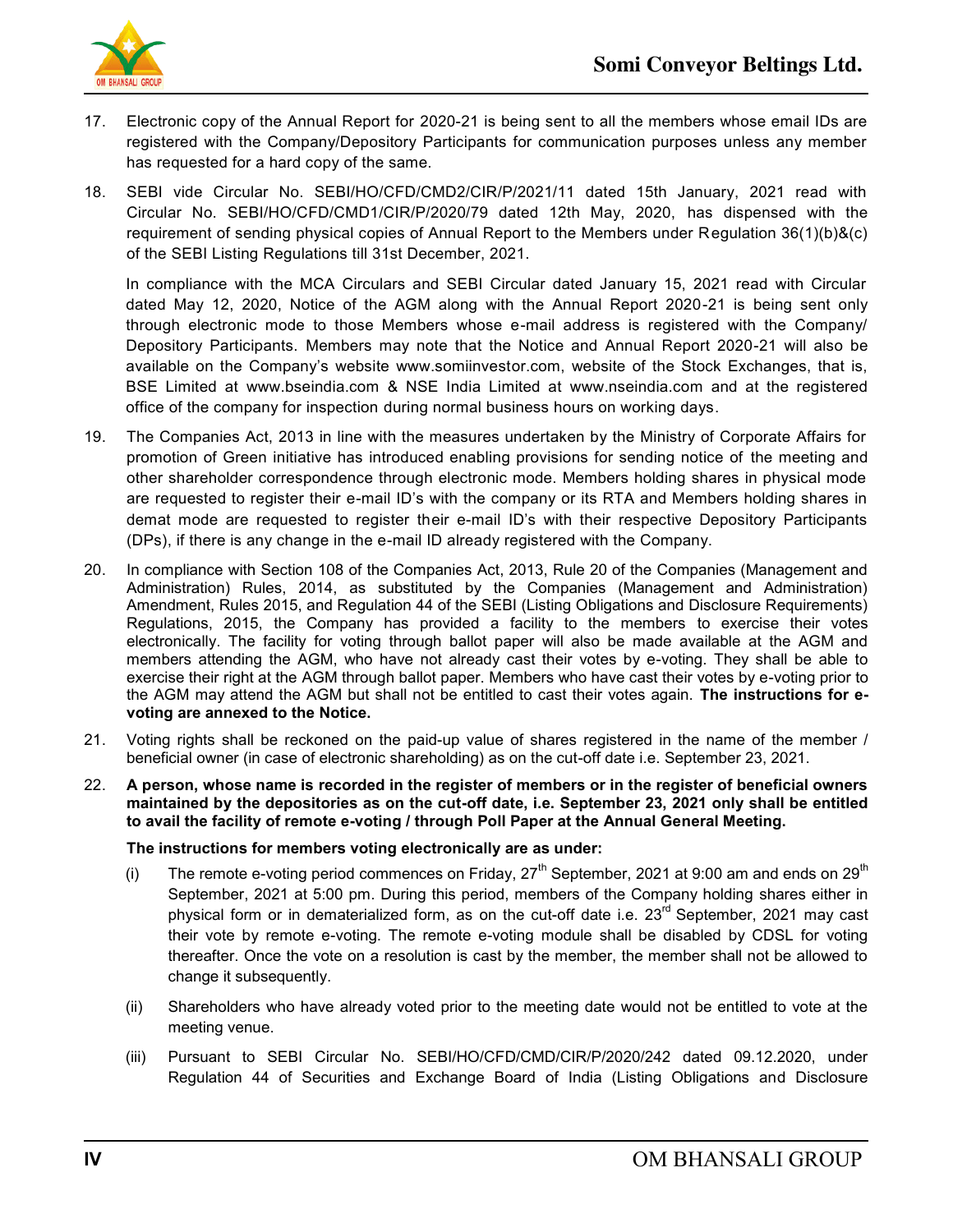17. Electronic copy of the Annual Report for 2020-21 is being sent to all the members whose email IDs are registered with the Company/Depository Participants for communication purposes unless any member has requested for a hard copy of the same.

18. SEBI vide Circular No. SEBI/HO/CFD/CMD2/CIR/P/2021/11 dated 15th January, 2021 read with Circular No. SEBI/HO/CFD/CMD1/CIR/P/2020/79 dated 12th May, 2020, has dispensed with the requirement of sending physical copies of Annual Report to the Members under Regulation 36(1)(b)&(c) of the SEBI Listing Regulations till 31st December, 2021.

    In compliance with the MCA Circulars and SEBI Circular dated January 15, 2021 read with Circular dated May 12, 2020, Notice of the AGM along with the Annual Report 2020-21 is being sent only through electronic mode to those Members whose e-mail address is registered with the Company/ Depository Participants. Members may note that the Notice and Annual Report 2020-21 will also be available on the Company's website www.somiinvestor.com, website of the Stock Exchanges, that is, BSE Limited at www.bseindia.com & NSE India Limited at www.nseindia.com and at the registered office of the company for inspection during normal business hours on working days.

19. The Companies Act, 2013 in line with the measures undertaken by the Ministry of Corporate Affairs for promotion of Green initiative has introduced enabling provisions for sending notice of the meeting and other shareholder correspondence through electronic mode. Members holding shares in physical mode are requested to register their e-mail ID's with the company or its RTA and Members holding shares in demat mode are requested to register their e-mail ID's with their respective Depository Participants (DPs), if there is any change in the e-mail ID already registered with the Company.

20. In compliance with Section 108 of the Companies Act, 2013, Rule 20 of the Companies (Management and Administration) Rules, 2014, as substituted by the Companies (Management and Administration) Amendment, Rules 2015, and Regulation 44 of the SEBI (Listing Obligations and Disclosure Requirements) Regulations, 2015, the Company has provided a facility to the members to exercise their votes electronically. The facility for voting through ballot paper will also be made available at the AGM and members attending the AGM, who have not already cast their votes by e-voting. They shall be able to exercise their right at the AGM through ballot paper. Members who have cast their votes by e-voting prior to the AGM may attend the AGM but shall not be entitled to cast their votes again. **The instructions for e-voting are annexed to the Notice.**

21. Voting rights shall be reckoned on the paid-up value of shares registered in the name of the member / beneficial owner (in case of electronic shareholding) as on the cut-off date i.e. September 23, 2021.

22. **A person, whose name is recorded in the register of members or in the register of beneficial owners maintained by the depositories as on the cut-off date, i.e. September 23, 2021 only shall be entitled to avail the facility of remote e-voting / through Poll Paper at the Annual General Meeting.**

    **The instructions for members voting electronically are as under:**

    (i) The remote e-voting period commences on Friday, 27th September, 2021 at 9:00 am and ends on 29th September, 2021 at 5:00 pm. During this period, members of the Company holding shares either in physical form or in dematerialized form, as on the cut-off date i.e. 23rd September, 2021 may cast their vote by remote e-voting. The remote e-voting module shall be disabled by CDSL for voting thereafter. Once the vote on a resolution is cast by the member, the member shall not be allowed to change it subsequently.

    (ii) Shareholders who have already voted prior to the meeting date would not be entitled to vote at the meeting venue.

    (iii) Pursuant to SEBI Circular No. SEBI/HO/CFD/CMD/CIR/P/2020/242 dated 09.12.2020, under Regulation 44 of Securities and Exchange Board of India (Listing Obligations and Disclosure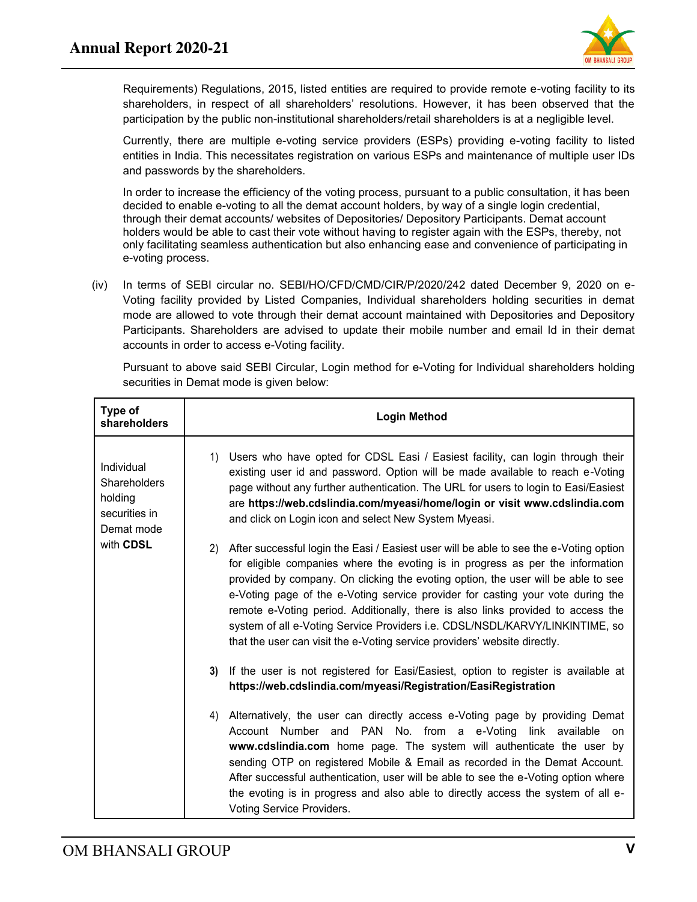Requirements) Regulations, 2015, listed entities are required to provide remote e-voting facility to its shareholders, in respect of all shareholders' resolutions. However, it has been observed that the participation by the public non-institutional shareholders/retail shareholders is at a negligible level.

Currently, there are multiple e-voting service providers (ESPs) providing e-voting facility to listed entities in India. This necessitates registration on various ESPs and maintenance of multiple user IDs and passwords by the shareholders.

In order to increase the efficiency of the voting process, pursuant to a public consultation, it has been decided to enable e-voting to all the demat account holders, by way of a single login credential, through their demat accounts/ websites of Depositories/ Depository Participants. Demat account holders would be able to cast their vote without having to register again with the ESPs, thereby, not only facilitating seamless authentication but also enhancing ease and convenience of participating in e-voting process.

(iv) In terms of SEBI circular no. SEBI/HO/CFD/CMD/CIR/P/2020/242 dated December 9, 2020 on e-Voting facility provided by Listed Companies, Individual shareholders holding securities in demat mode are allowed to vote through their demat account maintained with Depositories and Depository Participants. Shareholders are advised to update their mobile number and email Id in their demat accounts in order to access e-Voting facility.

Pursuant to above said SEBI Circular, Login method for e-Voting for Individual shareholders holding securities in Demat mode is given below:

| Type of shareholders | Login Method |
|---|---|
| Individual Shareholders holding securities in Demat mode with **CDSL** | 1) Users who have opted for CDSL Easi / Easiest facility, can login through their existing user id and password. Option will be made available to reach e-Voting page without any further authentication. The URL for users to login to Easi/Easiest are **https://web.cdslindia.com/myeasi/home/login or visit www.cdslindia.com** and click on Login icon and select New System Myeasi.<br><br>2) After successful login the Easi / Easiest user will be able to see the e-Voting option for eligible companies where the evoting is in progress as per the information provided by company. On clicking the evoting option, the user will be able to see e-Voting page of the e-Voting service provider for casting your vote during the remote e-Voting period. Additionally, there is also links provided to access the system of all e-Voting Service Providers i.e. CDSL/NSDL/KARVY/LINKINTIME, so that the user can visit the e-Voting service providers' website directly.<br><br>**3)** If the user is not registered for Easi/Easiest, option to register is available at **https://web.cdslindia.com/myeasi/Registration/EasiRegistration**<br><br>4) Alternatively, the user can directly access e-Voting page by providing Demat Account Number and PAN No. from a e-Voting link available on **www.cdslindia.com** home page. The system will authenticate the user by sending OTP on registered Mobile & Email as recorded in the Demat Account. After successful authentication, user will be able to see the e-Voting option where the evoting is in progress and also able to directly access the system of all e-Voting Service Providers. |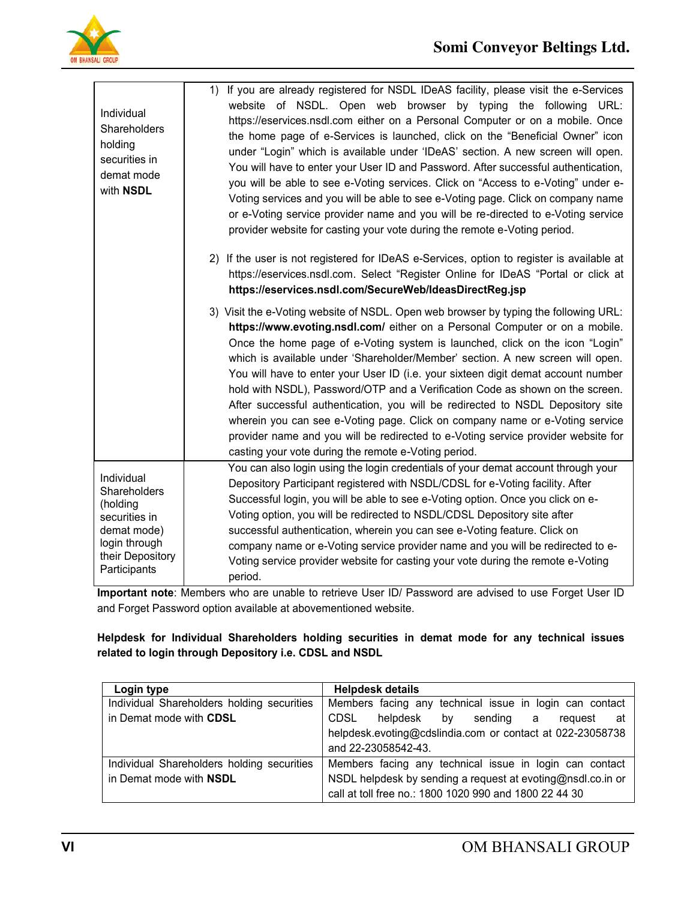| | |
|---|---|
| Individual Shareholders holding securities in demat mode with **NSDL** | 1) If you are already registered for NSDL IDeAS facility, please visit the e-Services website of NSDL. Open web browser by typing the following URL: https://eservices.nsdl.com either on a Personal Computer or on a mobile. Once the home page of e-Services is launched, click on the "Beneficial Owner" icon under "Login" which is available under 'IDeAS' section. A new screen will open. You will have to enter your User ID and Password. After successful authentication, you will be able to see e-Voting services. Click on "Access to e-Voting" under e-Voting services and you will be able to see e-Voting page. Click on company name or e-Voting service provider name and you will be re-directed to e-Voting service provider website for casting your vote during the remote e-Voting period.<br><br>2) If the user is not registered for IDeAS e-Services, option to register is available at https://eservices.nsdl.com. Select "Register Online for IDeAS "Portal or click at **https://eservices.nsdl.com/SecureWeb/IdeasDirectReg.jsp**<br><br>3) Visit the e-Voting website of NSDL. Open web browser by typing the following URL: **https://www.evoting.nsdl.com/** either on a Personal Computer or on a mobile. Once the home page of e-Voting system is launched, click on the icon "Login" which is available under 'Shareholder/Member' section. A new screen will open. You will have to enter your User ID (i.e. your sixteen digit demat account number hold with NSDL), Password/OTP and a Verification Code as shown on the screen. After successful authentication, you will be redirected to NSDL Depository site wherein you can see e-Voting page. Click on company name or e-Voting service provider name and you will be redirected to e-Voting service provider website for casting your vote during the remote e-Voting period. |
| Individual Shareholders (holding securities in demat mode) login through their Depository Participants | You can also login using the login credentials of your demat account through your Depository Participant registered with NSDL/CDSL for e-Voting facility. After Successful login, you will be able to see e-Voting option. Once you click on e-Voting option, you will be redirected to NSDL/CDSL Depository site after successful authentication, wherein you can see e-Voting feature. Click on company name or e-Voting service provider name and you will be redirected to e-Voting service provider website for casting your vote during the remote e-Voting period. |

**Important note**: Members who are unable to retrieve User ID/ Password are advised to use Forget User ID and Forget Password option available at abovementioned website.

**Helpdesk for Individual Shareholders holding securities in demat mode for any technical issues related to login through Depository i.e. CDSL and NSDL**

| Login type | Helpdesk details |
|---|---|
| Individual Shareholders holding securities in Demat mode with **CDSL** | Members facing any technical issue in login can contact CDSL helpdesk by sending a request at helpdesk.evoting@cdslindia.com or contact at 022-23058738 and 22-23058542-43. |
| Individual Shareholders holding securities in Demat mode with **NSDL** | Members facing any technical issue in login can contact NSDL helpdesk by sending a request at evoting@nsdl.co.in or call at toll free no.: 1800 1020 990 and 1800 22 44 30 |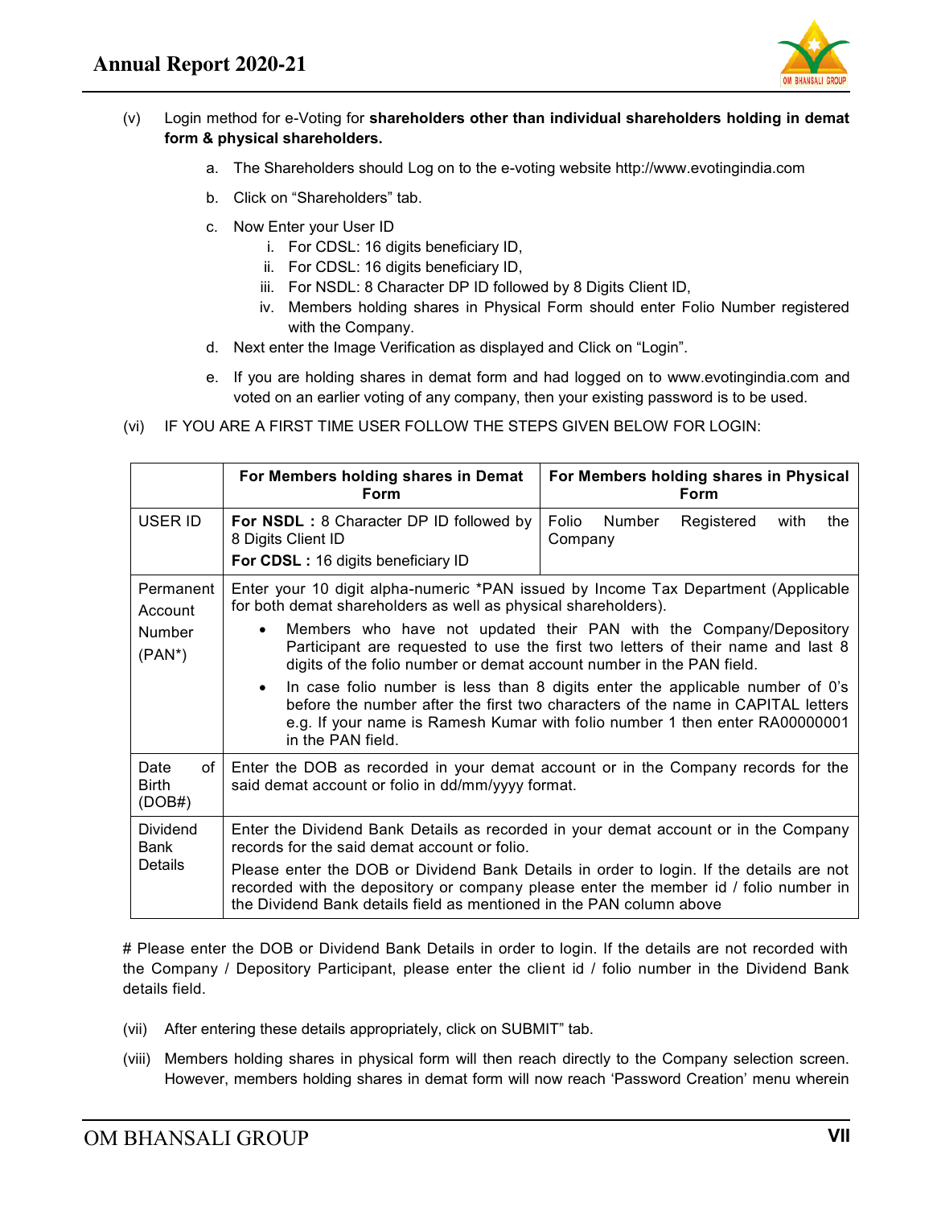(v) Login method for e-Voting for **shareholders other than individual shareholders holding in demat form & physical shareholders.**

a. The Shareholders should Log on to the e-voting website http://www.evotingindia.com

b. Click on "Shareholders" tab.

c. Now Enter your User ID
   i. For CDSL: 16 digits beneficiary ID,
   ii. For CDSL: 16 digits beneficiary ID,
   iii. For NSDL: 8 Character DP ID followed by 8 Digits Client ID,
   iv. Members holding shares in Physical Form should enter Folio Number registered with the Company.

d. Next enter the Image Verification as displayed and Click on "Login".

e. If you are holding shares in demat form and had logged on to www.evotingindia.com and voted on an earlier voting of any company, then your existing password is to be used.

(vi) IF YOU ARE A FIRST TIME USER FOLLOW THE STEPS GIVEN BELOW FOR LOGIN:

| | For Members holding shares in Demat Form | For Members holding shares in Physical Form |
|---|---|---|
| USER ID | **For NSDL :** 8 Character DP ID followed by 8 Digits Client ID<br>**For CDSL :** 16 digits beneficiary ID | Folio Number Registered with the Company |
| Permanent Account Number (PAN*) | Enter your 10 digit alpha-numeric *PAN issued by Income Tax Department (Applicable for both demat shareholders as well as physical shareholders).<br>• Members who have not updated their PAN with the Company/Depository Participant are requested to use the first two letters of their name and last 8 digits of the folio number or demat account number in the PAN field.<br>• In case folio number is less than 8 digits enter the applicable number of 0's before the number after the first two characters of the name in CAPITAL letters e.g. If your name is Ramesh Kumar with folio number 1 then enter RA00000001 in the PAN field. | |
| Date of Birth (DOB#) | Enter the DOB as recorded in your demat account or in the Company records for the said demat account or folio in dd/mm/yyyy format. | |
| Dividend Bank Details | Enter the Dividend Bank Details as recorded in your demat account or in the Company records for the said demat account or folio.<br>Please enter the DOB or Dividend Bank Details in order to login. If the details are not recorded with the depository or company please enter the member id / folio number in the Dividend Bank details field as mentioned in the PAN column above | |

# Please enter the DOB or Dividend Bank Details in order to login. If the details are not recorded with the Company / Depository Participant, please enter the client id / folio number in the Dividend Bank details field.

(vii) After entering these details appropriately, click on SUBMIT" tab.

(viii) Members holding shares in physical form will then reach directly to the Company selection screen. However, members holding shares in demat form will now reach 'Password Creation' menu wherein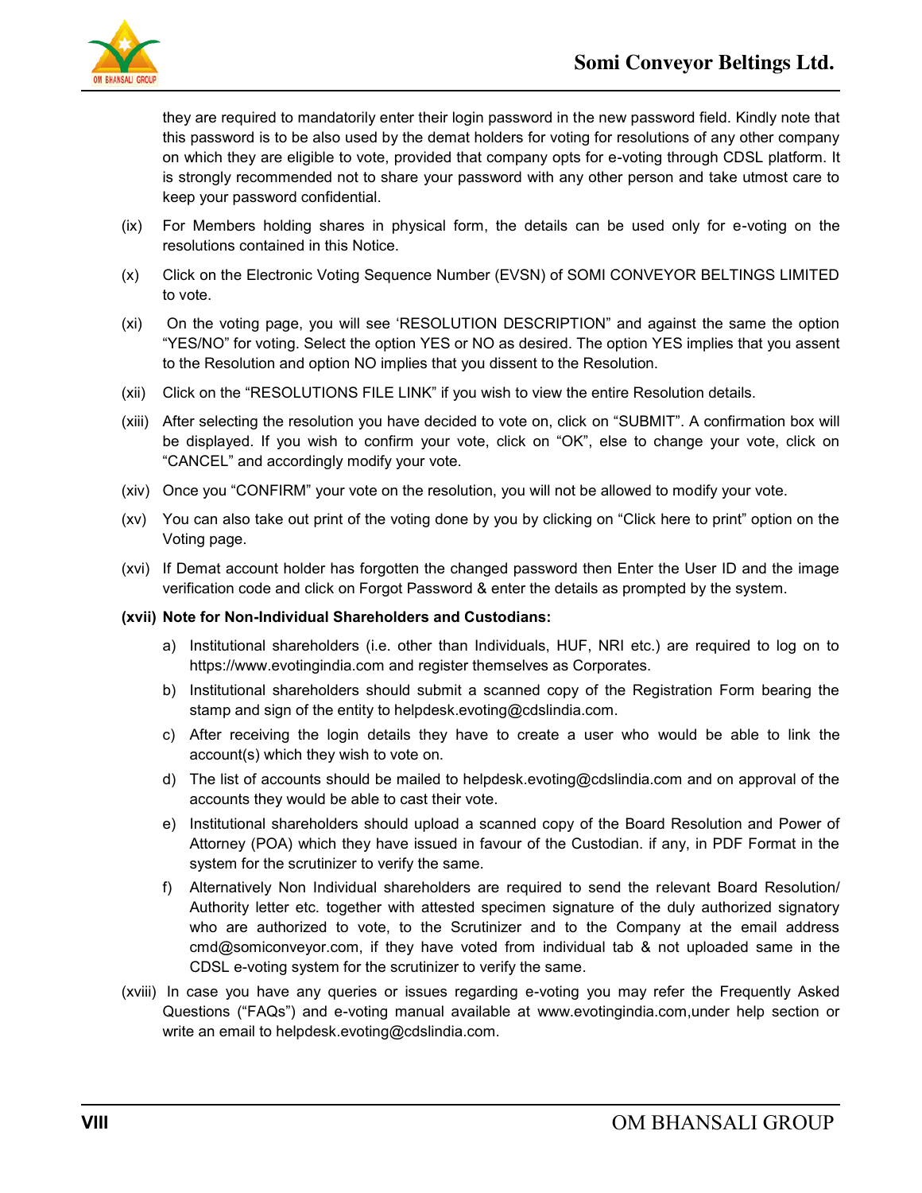they are required to mandatorily enter their login password in the new password field. Kindly note that this password is to be also used by the demat holders for voting for resolutions of any other company on which they are eligible to vote, provided that company opts for e-voting through CDSL platform. It is strongly recommended not to share your password with any other person and take utmost care to keep your password confidential.

(ix) For Members holding shares in physical form, the details can be used only for e-voting on the resolutions contained in this Notice.

(x) Click on the Electronic Voting Sequence Number (EVSN) of SOMI CONVEYOR BELTINGS LIMITED to vote.

(xi) On the voting page, you will see 'RESOLUTION DESCRIPTION" and against the same the option "YES/NO" for voting. Select the option YES or NO as desired. The option YES implies that you assent to the Resolution and option NO implies that you dissent to the Resolution.

(xii) Click on the "RESOLUTIONS FILE LINK" if you wish to view the entire Resolution details.

(xiii) After selecting the resolution you have decided to vote on, click on "SUBMIT". A confirmation box will be displayed. If you wish to confirm your vote, click on "OK", else to change your vote, click on "CANCEL" and accordingly modify your vote.

(xiv) Once you "CONFIRM" your vote on the resolution, you will not be allowed to modify your vote.

(xv) You can also take out print of the voting done by you by clicking on "Click here to print" option on the Voting page.

(xvi) If Demat account holder has forgotten the changed password then Enter the User ID and the image verification code and click on Forgot Password & enter the details as prompted by the system.

**(xvii) Note for Non-Individual Shareholders and Custodians:**

a) Institutional shareholders (i.e. other than Individuals, HUF, NRI etc.) are required to log on to https://www.evotingindia.com and register themselves as Corporates.

b) Institutional shareholders should submit a scanned copy of the Registration Form bearing the stamp and sign of the entity to helpdesk.evoting@cdslindia.com.

c) After receiving the login details they have to create a user who would be able to link the account(s) which they wish to vote on.

d) The list of accounts should be mailed to helpdesk.evoting@cdslindia.com and on approval of the accounts they would be able to cast their vote.

e) Institutional shareholders should upload a scanned copy of the Board Resolution and Power of Attorney (POA) which they have issued in favour of the Custodian. if any, in PDF Format in the system for the scrutinizer to verify the same.

f) Alternatively Non Individual shareholders are required to send the relevant Board Resolution/ Authority letter etc. together with attested specimen signature of the duly authorized signatory who are authorized to vote, to the Scrutinizer and to the Company at the email address cmd@somiconveyor.com, if they have voted from individual tab & not uploaded same in the CDSL e-voting system for the scrutinizer to verify the same.

(xviii) In case you have any queries or issues regarding e-voting you may refer the Frequently Asked Questions ("FAQs") and e-voting manual available at www.evotingindia.com,under help section or write an email to helpdesk.evoting@cdslindia.com.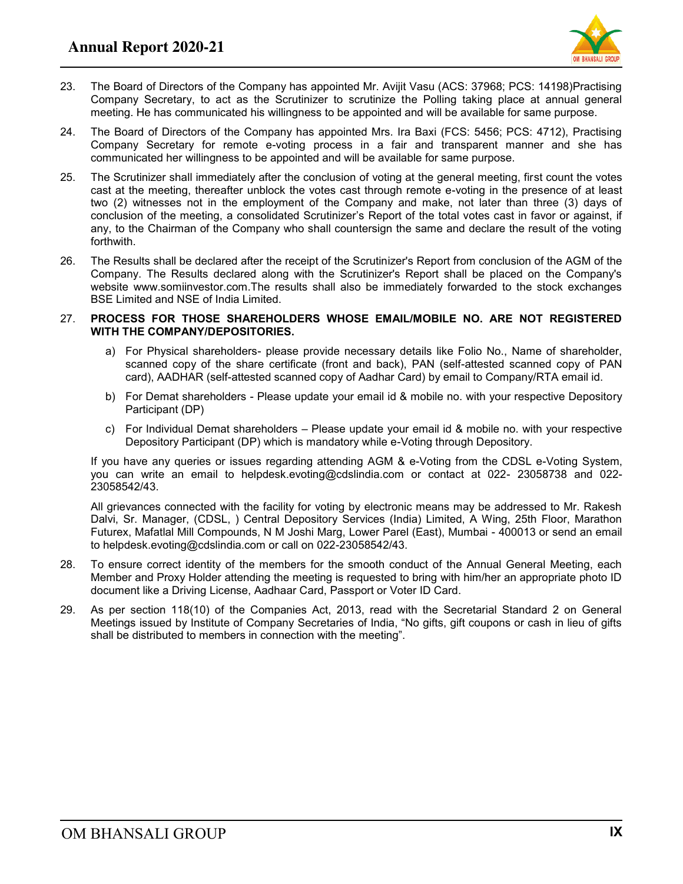23. The Board of Directors of the Company has appointed Mr. Avijit Vasu (ACS: 37968; PCS: 14198)Practising Company Secretary, to act as the Scrutinizer to scrutinize the Polling taking place at annual general meeting. He has communicated his willingness to be appointed and will be available for same purpose.

24. The Board of Directors of the Company has appointed Mrs. Ira Baxi (FCS: 5456; PCS: 4712), Practising Company Secretary for remote e-voting process in a fair and transparent manner and she has communicated her willingness to be appointed and will be available for same purpose.

25. The Scrutinizer shall immediately after the conclusion of voting at the general meeting, first count the votes cast at the meeting, thereafter unblock the votes cast through remote e-voting in the presence of at least two (2) witnesses not in the employment of the Company and make, not later than three (3) days of conclusion of the meeting, a consolidated Scrutinizer's Report of the total votes cast in favor or against, if any, to the Chairman of the Company who shall countersign the same and declare the result of the voting forthwith.

26. The Results shall be declared after the receipt of the Scrutinizer's Report from conclusion of the AGM of the Company. The Results declared along with the Scrutinizer's Report shall be placed on the Company's website www.somiinvestor.com.The results shall also be immediately forwarded to the stock exchanges BSE Limited and NSE of India Limited.

27. **PROCESS FOR THOSE SHAREHOLDERS WHOSE EMAIL/MOBILE NO. ARE NOT REGISTERED WITH THE COMPANY/DEPOSITORIES.**

    a) For Physical shareholders- please provide necessary details like Folio No., Name of shareholder, scanned copy of the share certificate (front and back), PAN (self-attested scanned copy of PAN card), AADHAR (self-attested scanned copy of Aadhar Card) by email to Company/RTA email id.

    b) For Demat shareholders - Please update your email id & mobile no. with your respective Depository Participant (DP)

    c) For Individual Demat shareholders – Please update your email id & mobile no. with your respective Depository Participant (DP) which is mandatory while e-Voting through Depository.

    If you have any queries or issues regarding attending AGM & e-Voting from the CDSL e-Voting System, you can write an email to helpdesk.evoting@cdslindia.com or contact at 022- 23058738 and 022-23058542/43.

    All grievances connected with the facility for voting by electronic means may be addressed to Mr. Rakesh Dalvi, Sr. Manager, (CDSL, ) Central Depository Services (India) Limited, A Wing, 25th Floor, Marathon Futurex, Mafatlal Mill Compounds, N M Joshi Marg, Lower Parel (East), Mumbai - 400013 or send an email to helpdesk.evoting@cdslindia.com or call on 022-23058542/43.

28. To ensure correct identity of the members for the smooth conduct of the Annual General Meeting, each Member and Proxy Holder attending the meeting is requested to bring with him/her an appropriate photo ID document like a Driving License, Aadhaar Card, Passport or Voter ID Card.

29. As per section 118(10) of the Companies Act, 2013, read with the Secretarial Standard 2 on General Meetings issued by Institute of Company Secretaries of India, "No gifts, gift coupons or cash in lieu of gifts shall be distributed to members in connection with the meeting".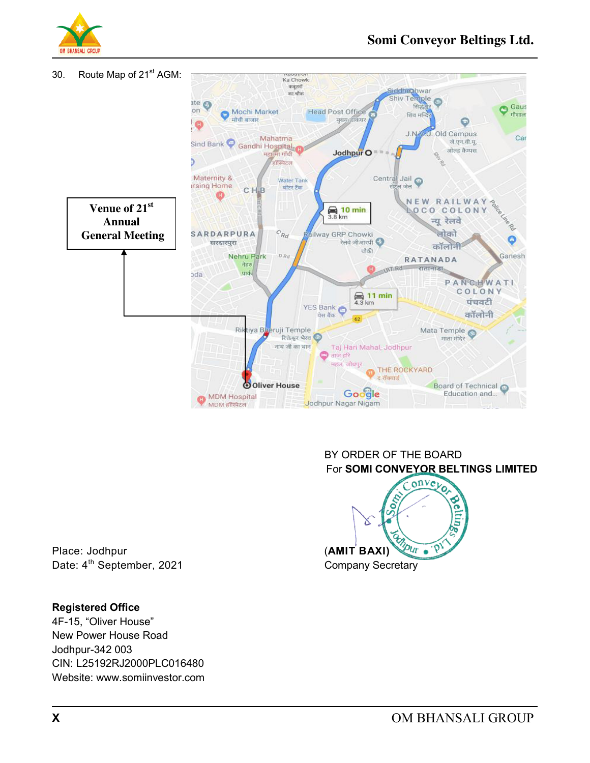30. Route Map of 21st AGM:

Venue of 21st Annual General Meeting

BY ORDER OF THE BOARD
For **SOMI CONVEYOR BELTINGS LIMITED**

Place: Jodhpur
Date: 4th September, 2021

(**AMIT BAXI**)
Company Secretary

**Registered Office**
4F-15, "Oliver House"
New Power House Road
Jodhpur-342 003
CIN: L25192RJ2000PLC016480
Website: www.somiinvestor.com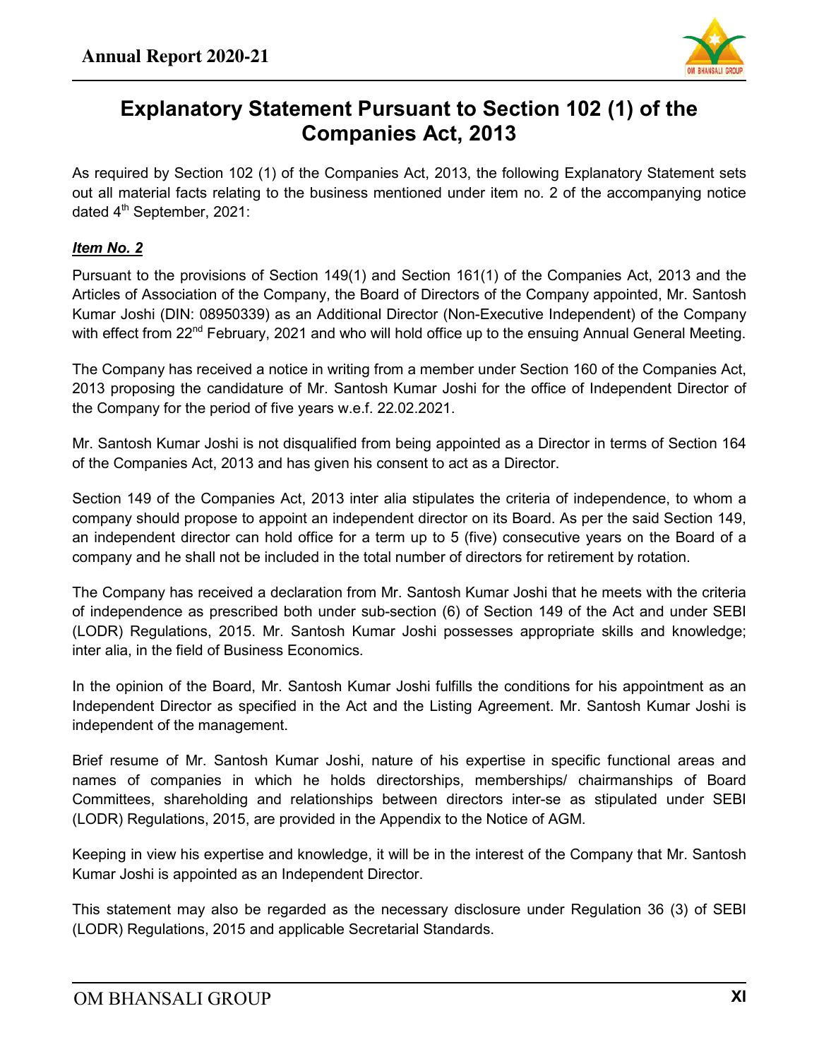# Explanatory Statement Pursuant to Section 102 (1) of the Companies Act, 2013

As required by Section 102 (1) of the Companies Act, 2013, the following Explanatory Statement sets out all material facts relating to the business mentioned under item no. 2 of the accompanying notice dated 4th September, 2021:

***Item No. 2***

Pursuant to the provisions of Section 149(1) and Section 161(1) of the Companies Act, 2013 and the Articles of Association of the Company, the Board of Directors of the Company appointed, Mr. Santosh Kumar Joshi (DIN: 08950339) as an Additional Director (Non-Executive Independent) of the Company with effect from 22nd February, 2021 and who will hold office up to the ensuing Annual General Meeting.

The Company has received a notice in writing from a member under Section 160 of the Companies Act, 2013 proposing the candidature of Mr. Santosh Kumar Joshi for the office of Independent Director of the Company for the period of five years w.e.f. 22.02.2021.

Mr. Santosh Kumar Joshi is not disqualified from being appointed as a Director in terms of Section 164 of the Companies Act, 2013 and has given his consent to act as a Director.

Section 149 of the Companies Act, 2013 inter alia stipulates the criteria of independence, to whom a company should propose to appoint an independent director on its Board. As per the said Section 149, an independent director can hold office for a term up to 5 (five) consecutive years on the Board of a company and he shall not be included in the total number of directors for retirement by rotation.

The Company has received a declaration from Mr. Santosh Kumar Joshi that he meets with the criteria of independence as prescribed both under sub-section (6) of Section 149 of the Act and under SEBI (LODR) Regulations, 2015. Mr. Santosh Kumar Joshi possesses appropriate skills and knowledge; inter alia, in the field of Business Economics.

In the opinion of the Board, Mr. Santosh Kumar Joshi fulfills the conditions for his appointment as an Independent Director as specified in the Act and the Listing Agreement. Mr. Santosh Kumar Joshi is independent of the management.

Brief resume of Mr. Santosh Kumar Joshi, nature of his expertise in specific functional areas and names of companies in which he holds directorships, memberships/ chairmanships of Board Committees, shareholding and relationships between directors inter-se as stipulated under SEBI (LODR) Regulations, 2015, are provided in the Appendix to the Notice of AGM.

Keeping in view his expertise and knowledge, it will be in the interest of the Company that Mr. Santosh Kumar Joshi is appointed as an Independent Director.

This statement may also be regarded as the necessary disclosure under Regulation 36 (3) of SEBI (LODR) Regulations, 2015 and applicable Secretarial Standards.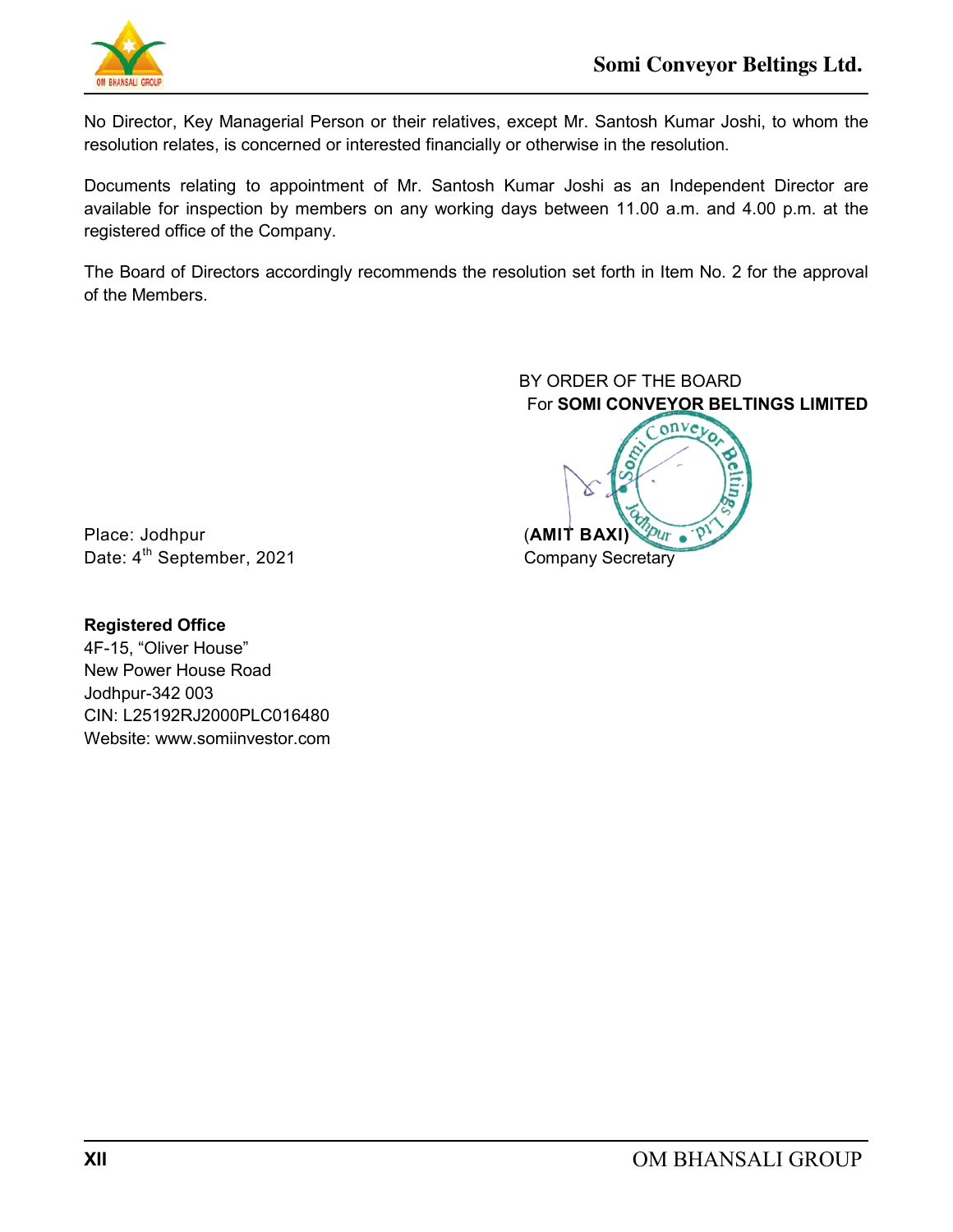No Director, Key Managerial Person or their relatives, except Mr. Santosh Kumar Joshi, to whom the resolution relates, is concerned or interested financially or otherwise in the resolution.

Documents relating to appointment of Mr. Santosh Kumar Joshi as an Independent Director are available for inspection by members on any working days between 11.00 a.m. and 4.00 p.m. at the registered office of the Company.

The Board of Directors accordingly recommends the resolution set forth in Item No. 2 for the approval of the Members.

BY ORDER OF THE BOARD
For **SOMI CONVEYOR BELTINGS LIMITED**

Place: Jodhpur
Date: 4th September, 2021

(**AMIT BAXI**)
Company Secretary

**Registered Office**
4F-15, "Oliver House"
New Power House Road
Jodhpur-342 003
CIN: L25192RJ2000PLC016480
Website: www.somiinvestor.com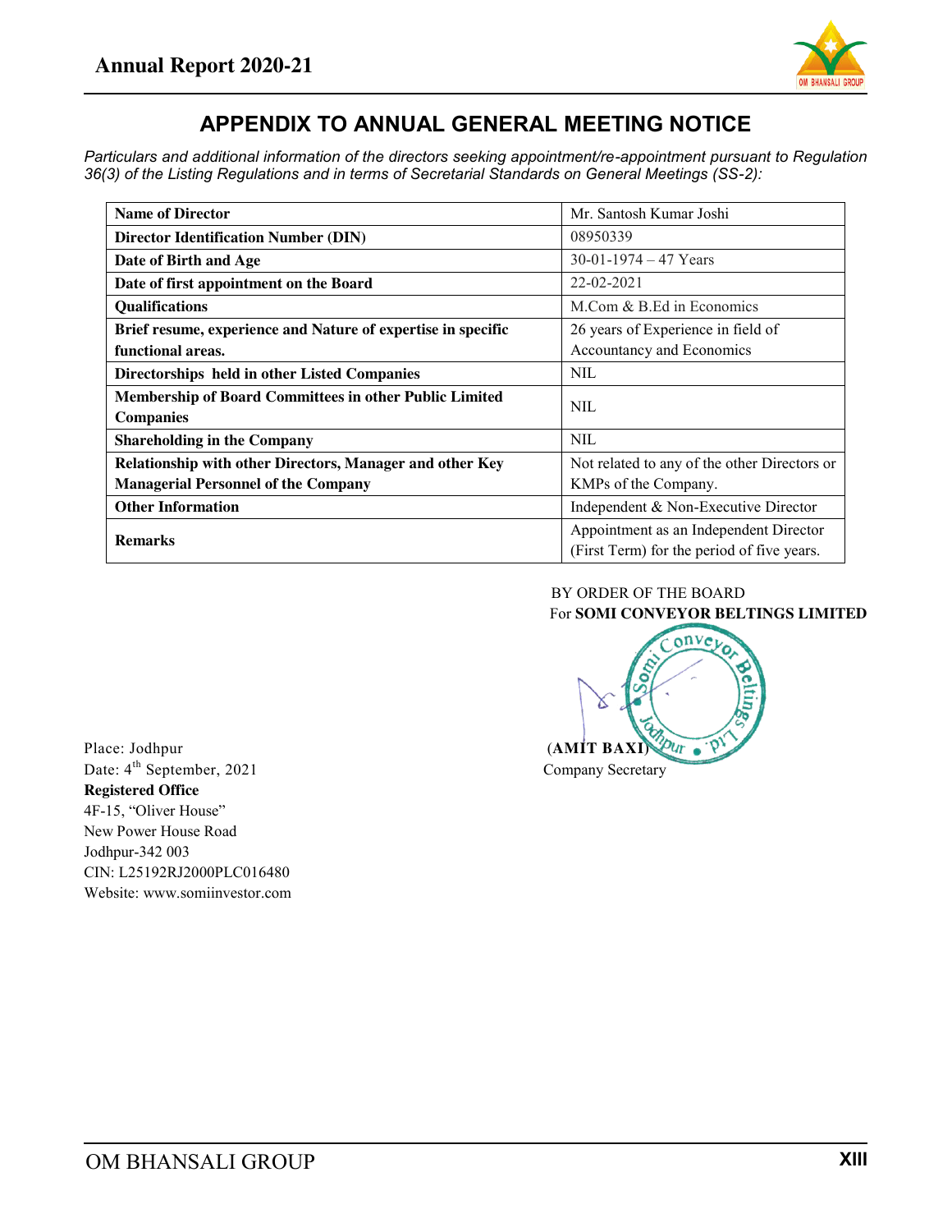# APPENDIX TO ANNUAL GENERAL MEETING NOTICE

*Particulars and additional information of the directors seeking appointment/re-appointment pursuant to Regulation 36(3) of the Listing Regulations and in terms of Secretarial Standards on General Meetings (SS-2):*

| **Name of Director** | Mr. Santosh Kumar Joshi |
|---|---|
| **Director Identification Number (DIN)** | 08950339 |
| **Date of Birth and Age** | 30-01-1974 – 47 Years |
| **Date of first appointment on the Board** | 22-02-2021 |
| **Qualifications** | M.Com & B.Ed in Economics |
| **Brief resume, experience and Nature of expertise in specific functional areas.** | 26 years of Experience in field of Accountancy and Economics |
| **Directorships held in other Listed Companies** | NIL |
| **Membership of Board Committees in other Public Limited Companies** | NIL |
| **Shareholding in the Company** | NIL |
| **Relationship with other Directors, Manager and other Key Managerial Personnel of the Company** | Not related to any of the other Directors or KMPs of the Company. |
| **Other Information** | Independent & Non-Executive Director |
| **Remarks** | Appointment as an Independent Director (First Term) for the period of five years. |

BY ORDER OF THE BOARD
For **SOMI CONVEYOR BELTINGS LIMITED**

(**AMIT BAXI**)
Company Secretary

Place: Jodhpur
Date: 4th September, 2021

**Registered Office**
4F-15, "Oliver House"
New Power House Road
Jodhpur-342 003
CIN: L25192RJ2000PLC016480
Website: www.somiinvestor.com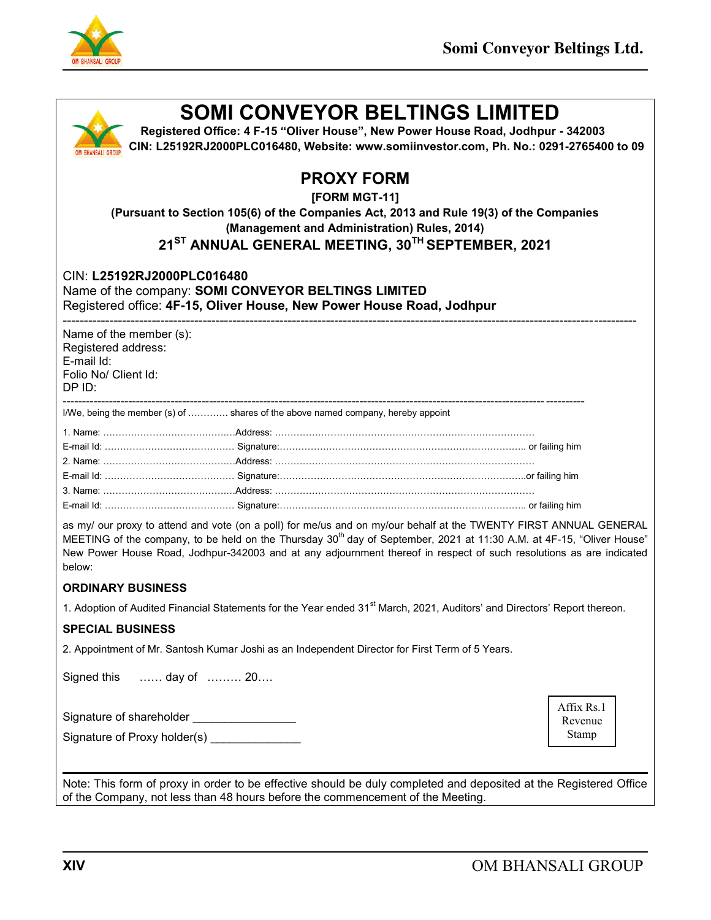# SOMI CONVEYOR BELTINGS LIMITED

**Registered Office: 4 F-15 "Oliver House", New Power House Road, Jodhpur - 342003**
**CIN: L25192RJ2000PLC016480, Website: www.somiinvestor.com, Ph. No.: 0291-2765400 to 09**

## PROXY FORM

**[FORM MGT-11]**

**(Pursuant to Section 105(6) of the Companies Act, 2013 and Rule 19(3) of the Companies (Management and Administration) Rules, 2014)**

**21ST ANNUAL GENERAL MEETING, 30TH SEPTEMBER, 2021**

CIN: **L25192RJ2000PLC016480**
Name of the company: **SOMI CONVEYOR BELTINGS LIMITED**
Registered office: **4F-15, Oliver House, New Power House Road, Jodhpur**

---

Name of the member (s):
Registered address:
E-mail Id:
Folio No/ Client Id:
DP ID:

---

I/We, being the member (s) of ………… shares of the above named company, hereby appoint

1. Name: ……………………………………Address: …………………………………………………………………………
E-mail Id: …………………………………… Signature:……………………………………………………………………… or failing him
2. Name: ……………………………………Address: …………………………………………………………………………
E-mail Id: …………………………………… Signature:………………………………………………………………………or failing him
3. Name: ……………………………………Address: …………………………………………………………………………
E-mail Id: …………………………………… Signature:……………………………………………………………………… or failing him

as my/ our proxy to attend and vote (on a poll) for me/us and on my/our behalf at the TWENTY FIRST ANNUAL GENERAL MEETING of the company, to be held on the Thursday 30th day of September, 2021 at 11:30 A.M. at 4F-15, "Oliver House" New Power House Road, Jodhpur-342003 and at any adjournment thereof in respect of such resolutions as are indicated below:

**ORDINARY BUSINESS**

1. Adoption of Audited Financial Statements for the Year ended 31st March, 2021, Auditors' and Directors' Report thereon.

**SPECIAL BUSINESS**

2. Appointment of Mr. Santosh Kumar Joshi as an Independent Director for First Term of 5 Years.

Signed this …… day of ……… 20….

Signature of shareholder ________________

Signature of Proxy holder(s) ______________

Affix Rs.1 Revenue Stamp

---

Note: This form of proxy in order to be effective should be duly completed and deposited at the Registered Office of the Company, not less than 48 hours before the commencement of the Meeting.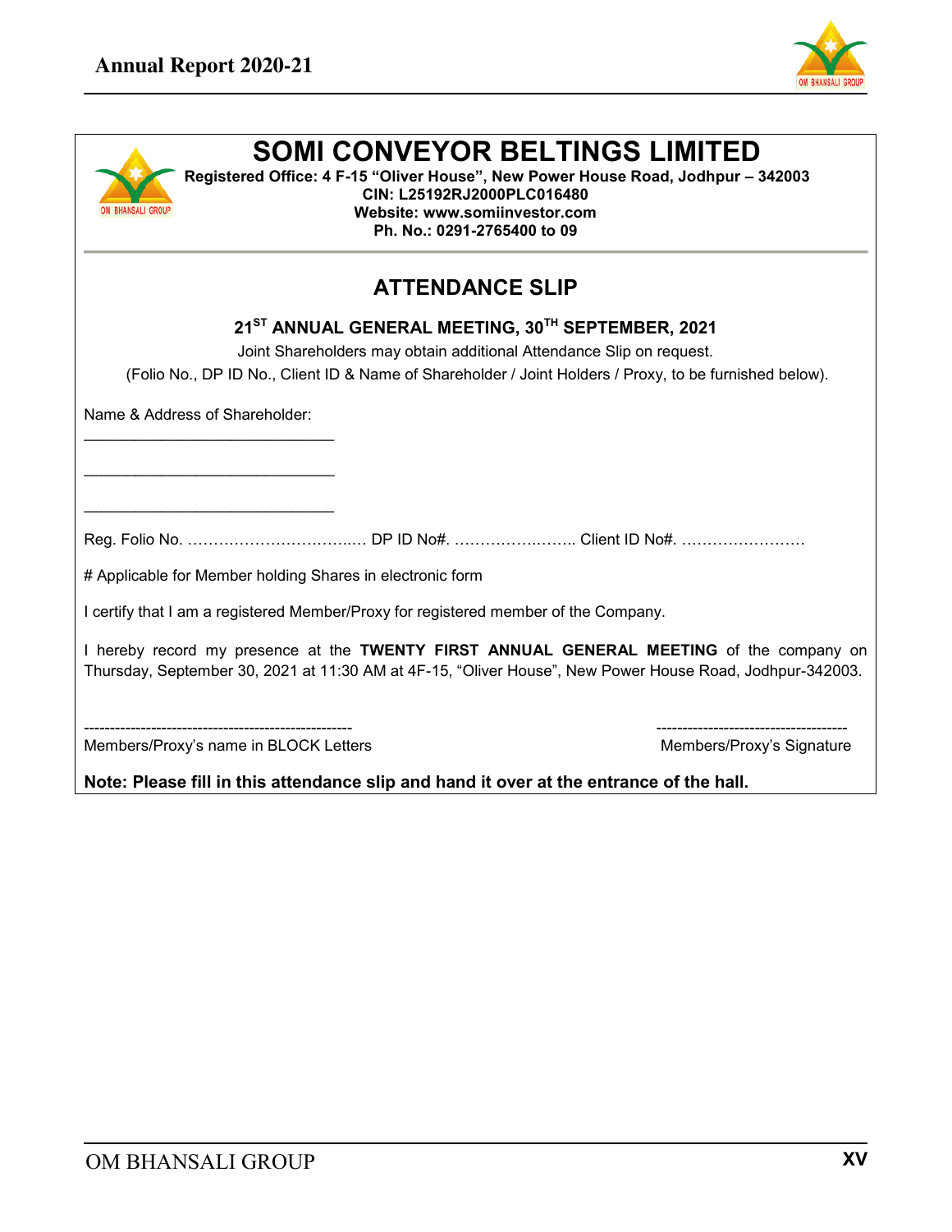# SOMI CONVEYOR BELTINGS LIMITED

**Registered Office: 4 F-15 "Oliver House", New Power House Road, Jodhpur – 342003**
**CIN: L25192RJ2000PLC016480**
**Website: www.somiinvestor.com**
**Ph. No.: 0291-2765400 to 09**

## ATTENDANCE SLIP

### 21ST ANNUAL GENERAL MEETING, 30TH SEPTEMBER, 2021

Joint Shareholders may obtain additional Attendance Slip on request.

(Folio No., DP ID No., Client ID & Name of Shareholder / Joint Holders / Proxy, to be furnished below).

Name & Address of Shareholder:

______________________________

______________________________

______________________________

Reg. Folio No. ……………………………… DP ID No#. …………………… Client ID No#. ……………………

# Applicable for Member holding Shares in electronic form

I certify that I am a registered Member/Proxy for registered member of the Company.

I hereby record my presence at the **TWENTY FIRST ANNUAL GENERAL MEETING** of the company on Thursday, September 30, 2021 at 11:30 AM at 4F-15, "Oliver House", New Power House Road, Jodhpur-342003.

---------------------------------------------------- &nbsp;&nbsp;&nbsp;&nbsp; -------------------------------------

Members/Proxy's name in BLOCK Letters &nbsp;&nbsp;&nbsp;&nbsp; Members/Proxy's Signature

**Note: Please fill in this attendance slip and hand it over at the entrance of the hall.**